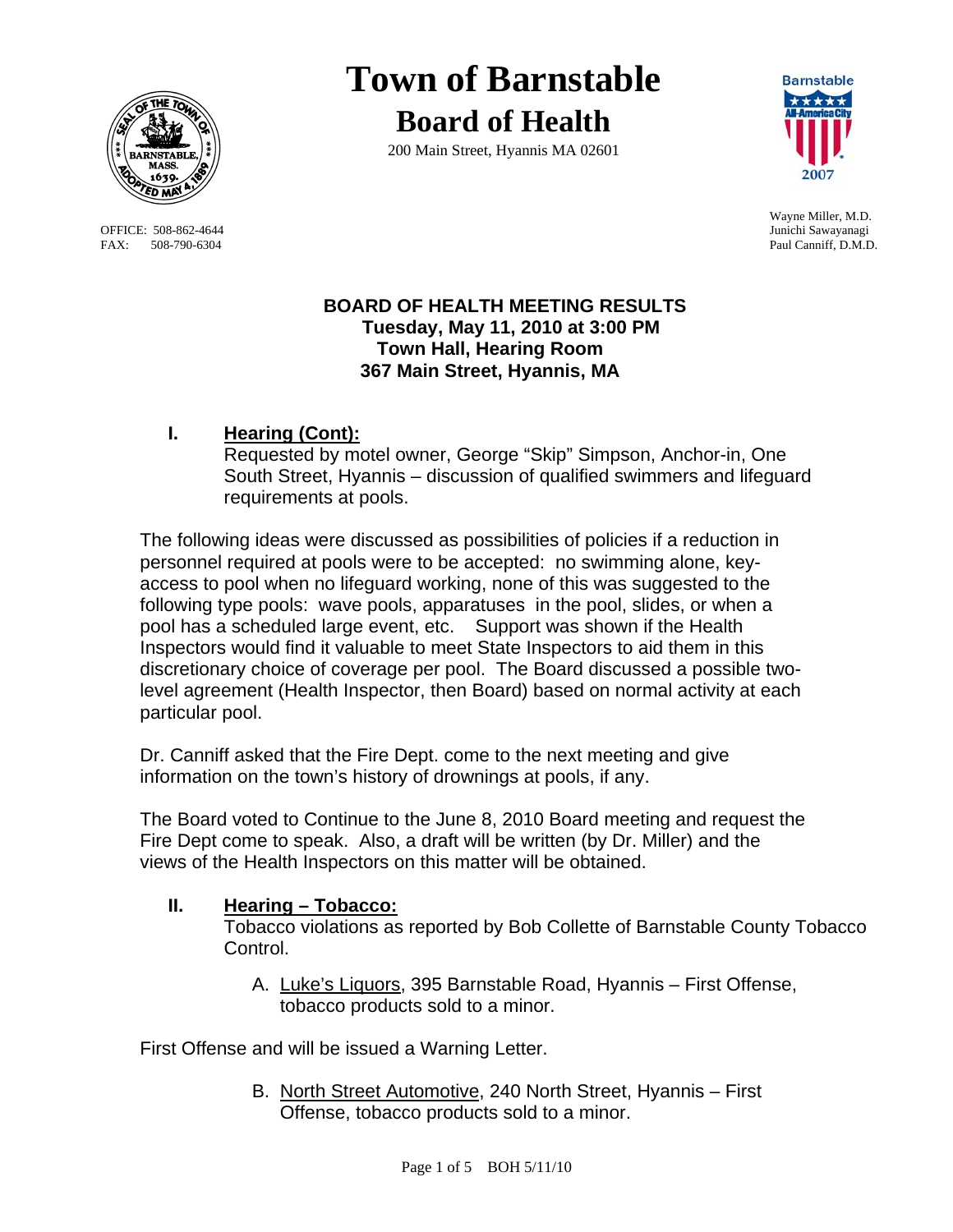# Town of Barnstable

## Board of Health

200 Main Street, Hyannis MA 02601

OFFICE: 508-862-4644
FAX: 508-790-6304

Wayne Miller, M.D.
Junichi Sawayanagi
Paul Canniff, D.M.D.

**BOARD OF HEALTH MEETING RESULTS**
**Tuesday, May 11, 2010 at 3:00 PM**
**Town Hall, Hearing Room**
**367 Main Street, Hyannis, MA**

## I. Hearing (Cont):

Requested by motel owner, George "Skip" Simpson, Anchor-in, One South Street, Hyannis – discussion of qualified swimmers and lifeguard requirements at pools.

The following ideas were discussed as possibilities of policies if a reduction in personnel required at pools were to be accepted: no swimming alone, key-access to pool when no lifeguard working, none of this was suggested to the following type pools: wave pools, apparatuses in the pool, slides, or when a pool has a scheduled large event, etc. Support was shown if the Health Inspectors would find it valuable to meet State Inspectors to aid them in this discretionary choice of coverage per pool. The Board discussed a possible two-level agreement (Health Inspector, then Board) based on normal activity at each particular pool.

Dr. Canniff asked that the Fire Dept. come to the next meeting and give information on the town's history of drownings at pools, if any.

The Board voted to Continue to the June 8, 2010 Board meeting and request the Fire Dept come to speak. Also, a draft will be written (by Dr. Miller) and the views of the Health Inspectors on this matter will be obtained.

## II. Hearing – Tobacco:

Tobacco violations as reported by Bob Collette of Barnstable County Tobacco Control.

A. Luke's Liquors, 395 Barnstable Road, Hyannis – First Offense, tobacco products sold to a minor.

First Offense and will be issued a Warning Letter.

B. North Street Automotive, 240 North Street, Hyannis – First Offense, tobacco products sold to a minor.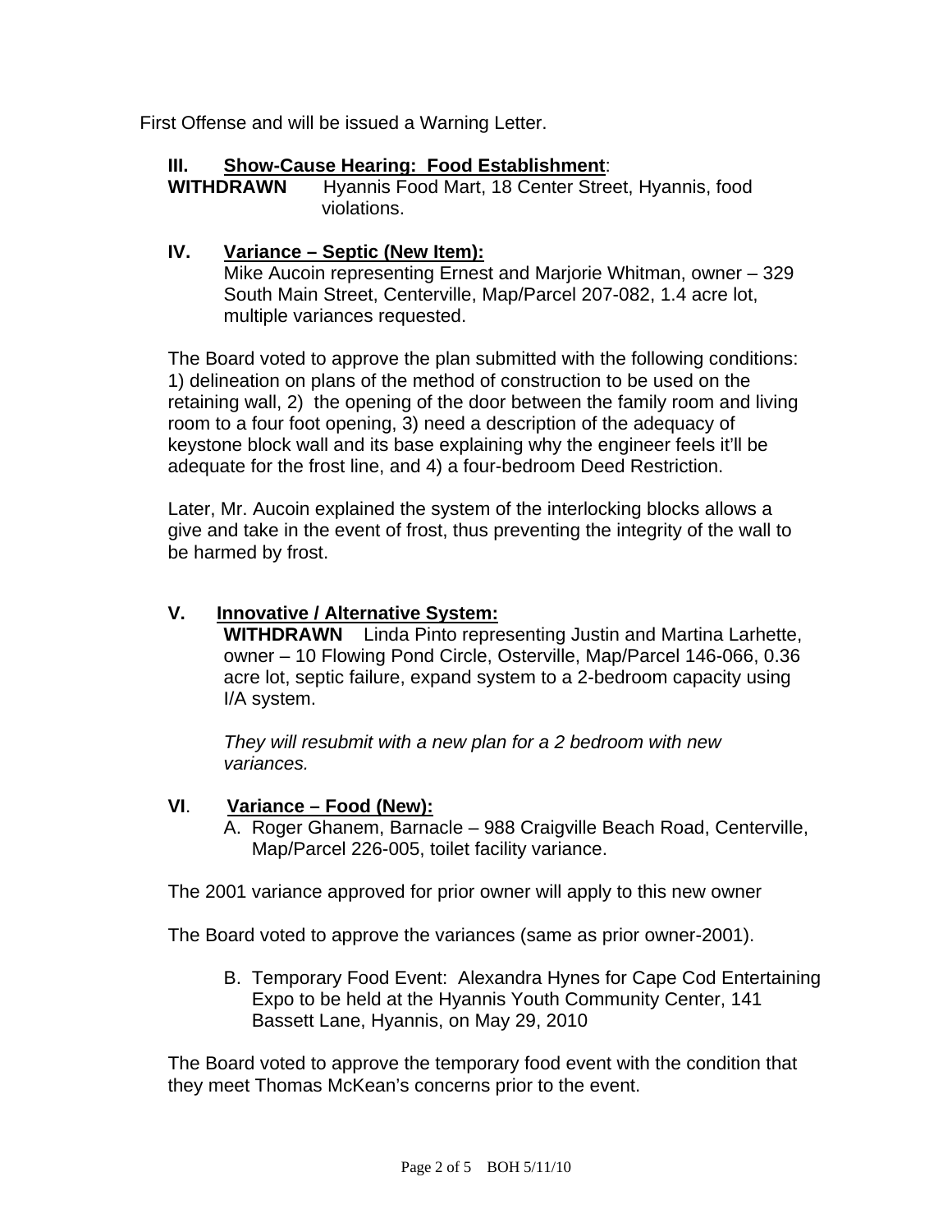First Offense and will be issued a Warning Letter.

## III. Show-Cause Hearing: Food Establishment:

**WITHDRAWN** Hyannis Food Mart, 18 Center Street, Hyannis, food violations.

## IV. Variance – Septic (New Item):

Mike Aucoin representing Ernest and Marjorie Whitman, owner – 329 South Main Street, Centerville, Map/Parcel 207-082, 1.4 acre lot, multiple variances requested.

The Board voted to approve the plan submitted with the following conditions: 1) delineation on plans of the method of construction to be used on the retaining wall, 2) the opening of the door between the family room and living room to a four foot opening, 3) need a description of the adequacy of keystone block wall and its base explaining why the engineer feels it'll be adequate for the frost line, and 4) a four-bedroom Deed Restriction.

Later, Mr. Aucoin explained the system of the interlocking blocks allows a give and take in the event of frost, thus preventing the integrity of the wall to be harmed by frost.

## V. Innovative / Alternative System:

**WITHDRAWN** Linda Pinto representing Justin and Martina Larhette, owner – 10 Flowing Pond Circle, Osterville, Map/Parcel 146-066, 0.36 acre lot, septic failure, expand system to a 2-bedroom capacity using I/A system.

*They will resubmit with a new plan for a 2 bedroom with new variances.*

## VI. Variance – Food (New):

A. Roger Ghanem, Barnacle – 988 Craigville Beach Road, Centerville, Map/Parcel 226-005, toilet facility variance.

The 2001 variance approved for prior owner will apply to this new owner

The Board voted to approve the variances (same as prior owner-2001).

B. Temporary Food Event: Alexandra Hynes for Cape Cod Entertaining Expo to be held at the Hyannis Youth Community Center, 141 Bassett Lane, Hyannis, on May 29, 2010

The Board voted to approve the temporary food event with the condition that they meet Thomas McKean's concerns prior to the event.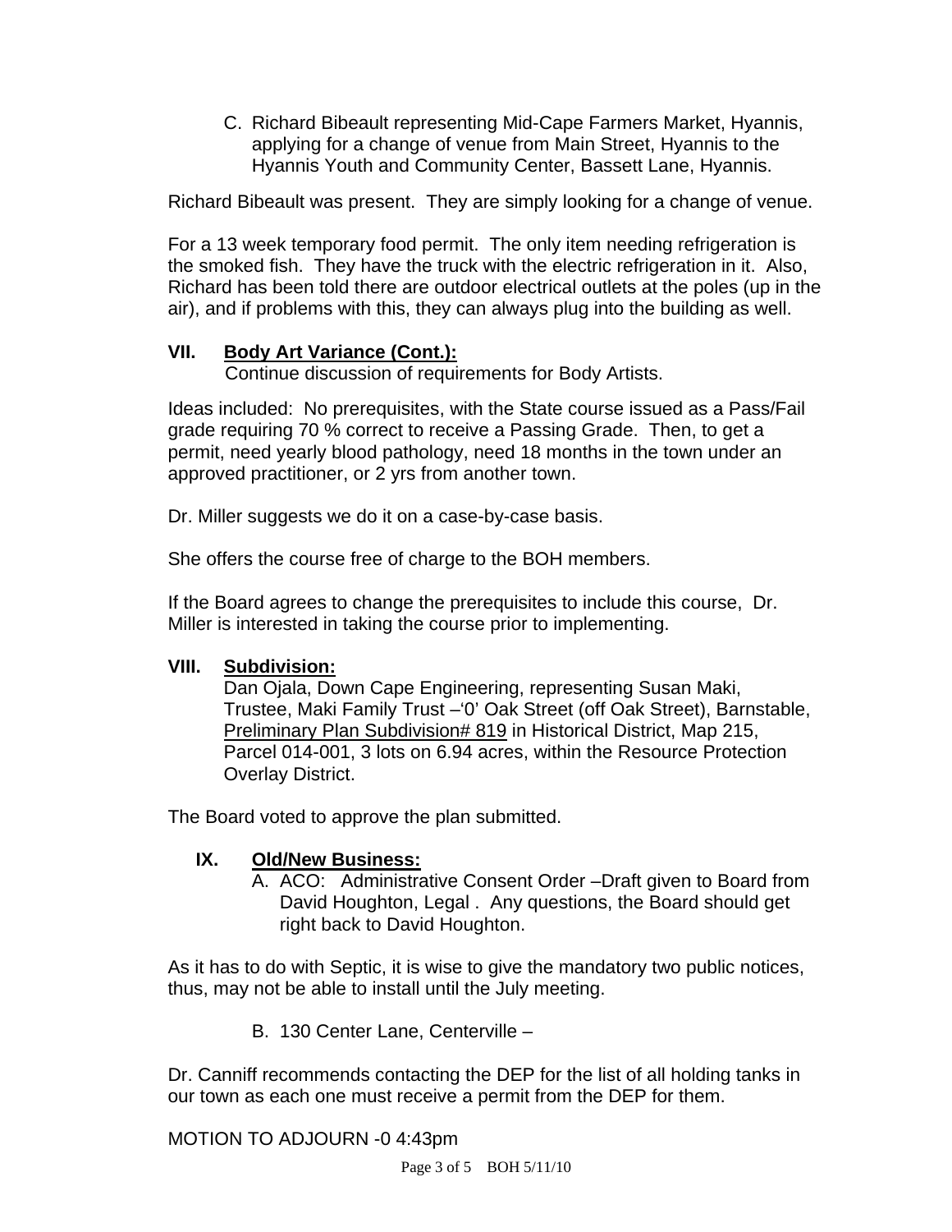C. Richard Bibeault representing Mid-Cape Farmers Market, Hyannis, applying for a change of venue from Main Street, Hyannis to the Hyannis Youth and Community Center, Bassett Lane, Hyannis.

Richard Bibeault was present. They are simply looking for a change of venue.

For a 13 week temporary food permit. The only item needing refrigeration is the smoked fish. They have the truck with the electric refrigeration in it. Also, Richard has been told there are outdoor electrical outlets at the poles (up in the air), and if problems with this, they can always plug into the building as well.

## VII. Body Art Variance (Cont.):

Continue discussion of requirements for Body Artists.

Ideas included: No prerequisites, with the State course issued as a Pass/Fail grade requiring 70 % correct to receive a Passing Grade. Then, to get a permit, need yearly blood pathology, need 18 months in the town under an approved practitioner, or 2 yrs from another town.

Dr. Miller suggests we do it on a case-by-case basis.

She offers the course free of charge to the BOH members.

If the Board agrees to change the prerequisites to include this course, Dr. Miller is interested in taking the course prior to implementing.

## VIII. Subdivision:

Dan Ojala, Down Cape Engineering, representing Susan Maki, Trustee, Maki Family Trust –'0' Oak Street (off Oak Street), Barnstable, Preliminary Plan Subdivision# 819 in Historical District, Map 215, Parcel 014-001, 3 lots on 6.94 acres, within the Resource Protection Overlay District.

The Board voted to approve the plan submitted.

## IX. Old/New Business:

A. ACO: Administrative Consent Order –Draft given to Board from David Houghton, Legal . Any questions, the Board should get right back to David Houghton.

As it has to do with Septic, it is wise to give the mandatory two public notices, thus, may not be able to install until the July meeting.

B. 130 Center Lane, Centerville –

Dr. Canniff recommends contacting the DEP for the list of all holding tanks in our town as each one must receive a permit from the DEP for them.

MOTION TO ADJOURN -0 4:43pm